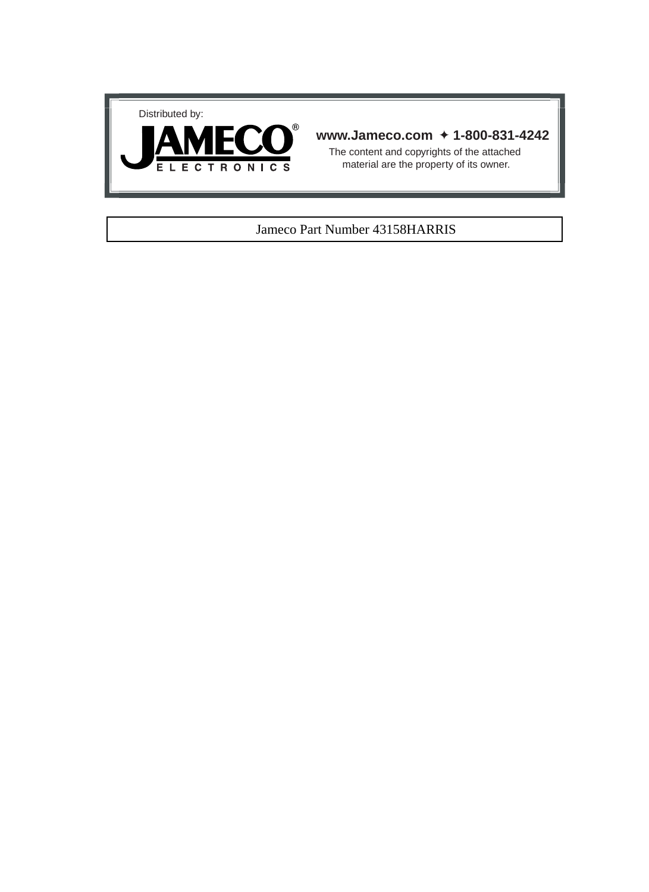Distributed by:

**JAMECO®**
**ELECTRONICS**

**www.Jameco.com ✦ 1-800-831-4242**

The content and copyrights of the attached material are the property of its owner.

Jameco Part Number 43158HARRIS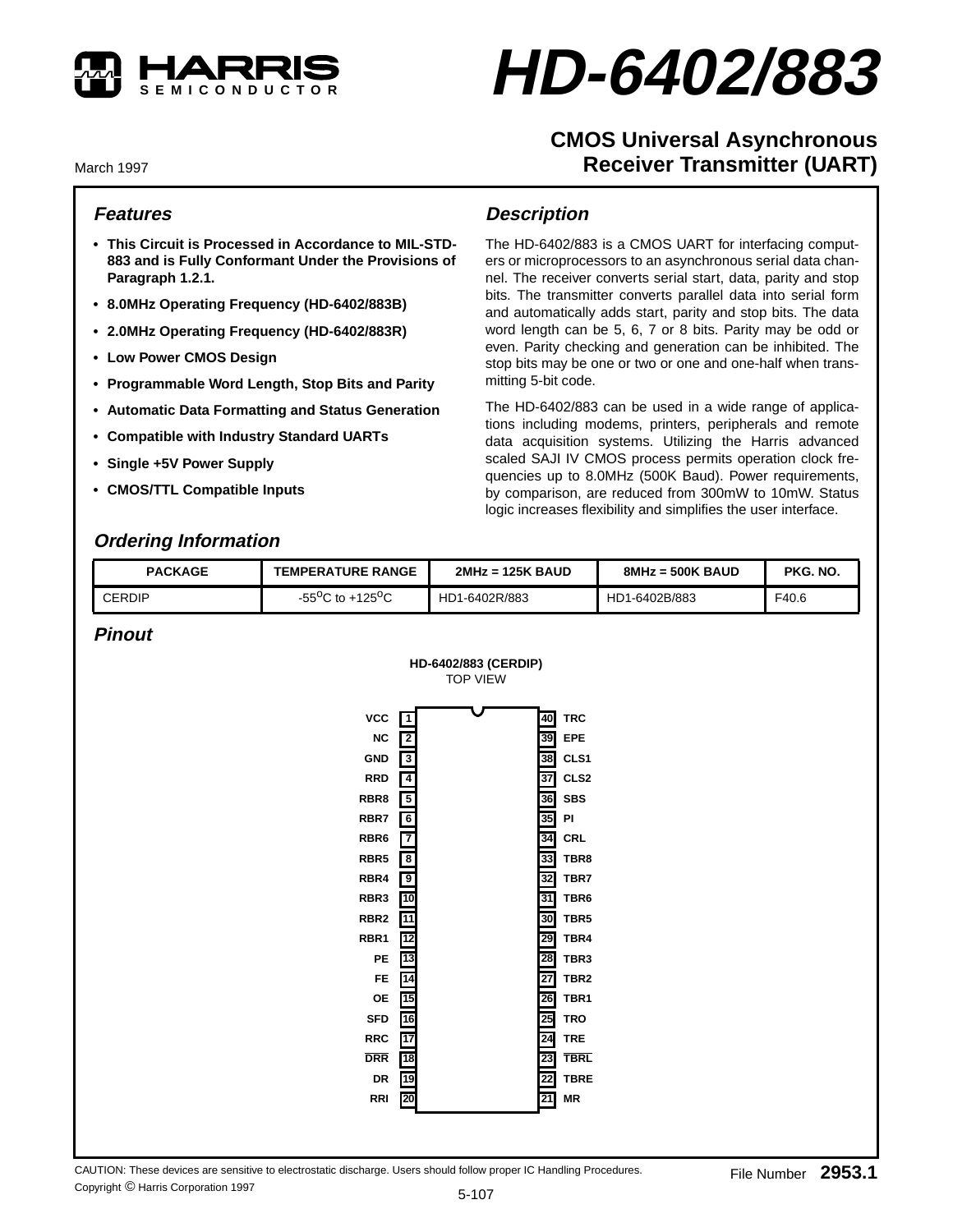# HD-6402/883

## CMOS Universal Asynchronous Receiver Transmitter (UART)

March 1997

### Features

- **This Circuit is Processed in Accordance to MIL-STD-883 and is Fully Conformant Under the Provisions of Paragraph 1.2.1.**
- **8.0MHz Operating Frequency (HD-6402/883B)**
- **2.0MHz Operating Frequency (HD-6402/883R)**
- **Low Power CMOS Design**
- **Programmable Word Length, Stop Bits and Parity**
- **Automatic Data Formatting and Status Generation**
- **Compatible with Industry Standard UARTs**
- **Single +5V Power Supply**
- **CMOS/TTL Compatible Inputs**

### Description

The HD-6402/883 is a CMOS UART for interfacing computers or microprocessors to an asynchronous serial data channel. The receiver converts serial start, data, parity and stop bits. The transmitter converts parallel data into serial form and automatically adds start, parity and stop bits. The data word length can be 5, 6, 7 or 8 bits. Parity may be odd or even. Parity checking and generation can be inhibited. The stop bits may be one or two or one and one-half when transmitting 5-bit code.

The HD-6402/883 can be used in a wide range of applications including modems, printers, peripherals and remote data acquisition systems. Utilizing the Harris advanced scaled SAJI IV CMOS process permits operation clock frequencies up to 8.0MHz (500K Baud). Power requirements, by comparison, are reduced from 300mW to 10mW. Status logic increases flexibility and simplifies the user interface.

### Ordering Information

| PACKAGE | TEMPERATURE RANGE | 2MHz = 125K BAUD | 8MHz = 500K BAUD | PKG. NO. |
|---|---|---|---|---|
| CERDIP | $-55^oC$ to $+125^oC$ | HD1-6402R/883 | HD1-6402B/883 | F40.6 |

### Pinout

**HD-6402/883 (CERDIP)**
TOP VIEW

| Signal | Pin | Pin | Signal |
|---|---|---|---|
| VCC | 1 | 40 | TRC |
| NC | 2 | 39 | EPE |
| GND | 3 | 38 | CLS1 |
| RRD | 4 | 37 | CLS2 |
| RBR8 | 5 | 36 | SBS |
| RBR7 | 6 | 35 | PI |
| RBR6 | 7 | 34 | CRL |
| RBR5 | 8 | 33 | TBR8 |
| RBR4 | 9 | 32 | TBR7 |
| RBR3 | 10 | 31 | TBR6 |
| RBR2 | 11 | 30 | TBR5 |
| RBR1 | 12 | 29 | TBR4 |
| PE | 13 | 28 | TBR3 |
| FE | 14 | 27 | TBR2 |
| OE | 15 | 26 | TBR1 |
| SFD | 16 | 25 | TRO |
| RRC | 17 | 24 | TRE |
| $\overline{DRR}$ | 18 | 23 | $\overline{TBRL}$ |
| DR | 19 | 22 | TBRE |
| RRI | 20 | 21 | MR |

CAUTION: These devices are sensitive to electrostatic discharge. Users should follow proper IC Handling Procedures.

Copyright © Harris Corporation 1997

File Number **2953.1**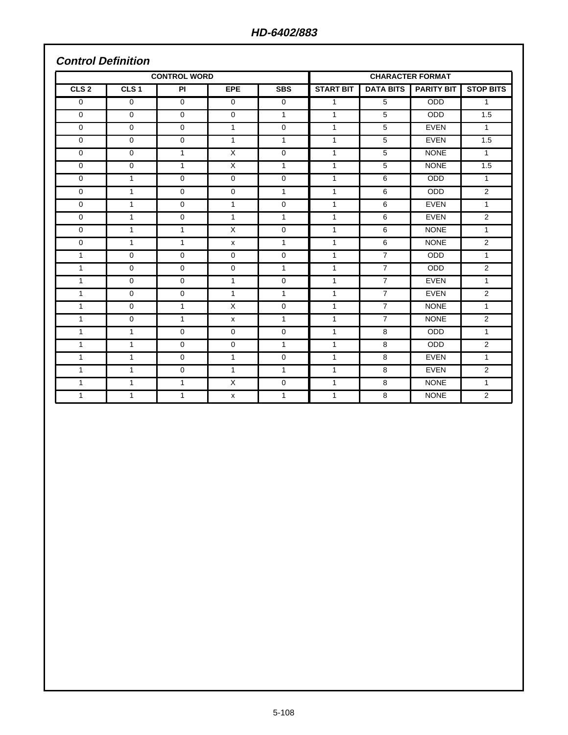## Control Definition

| CONTROL WORD | | | | | CHARACTER FORMAT | | | |
|---|---|---|---|---|---|---|---|---|
| CLS 2 | CLS 1 | PI | EPE | SBS | START BIT | DATA BITS | PARITY BIT | STOP BITS |
| 0 | 0 | 0 | 0 | 0 | 1 | 5 | ODD | 1 |
| 0 | 0 | 0 | 0 | 1 | 1 | 5 | ODD | 1.5 |
| 0 | 0 | 0 | 1 | 0 | 1 | 5 | EVEN | 1 |
| 0 | 0 | 0 | 1 | 1 | 1 | 5 | EVEN | 1.5 |
| 0 | 0 | 1 | X | 0 | 1 | 5 | NONE | 1 |
| 0 | 0 | 1 | X | 1 | 1 | 5 | NONE | 1.5 |
| 0 | 1 | 0 | 0 | 0 | 1 | 6 | ODD | 1 |
| 0 | 1 | 0 | 0 | 1 | 1 | 6 | ODD | 2 |
| 0 | 1 | 0 | 1 | 0 | 1 | 6 | EVEN | 1 |
| 0 | 1 | 0 | 1 | 1 | 1 | 6 | EVEN | 2 |
| 0 | 1 | 1 | X | 0 | 1 | 6 | NONE | 1 |
| 0 | 1 | 1 | x | 1 | 1 | 6 | NONE | 2 |
| 1 | 0 | 0 | 0 | 0 | 1 | 7 | ODD | 1 |
| 1 | 0 | 0 | 0 | 1 | 1 | 7 | ODD | 2 |
| 1 | 0 | 0 | 1 | 0 | 1 | 7 | EVEN | 1 |
| 1 | 0 | 0 | 1 | 1 | 1 | 7 | EVEN | 2 |
| 1 | 0 | 1 | X | 0 | 1 | 7 | NONE | 1 |
| 1 | 0 | 1 | x | 1 | 1 | 7 | NONE | 2 |
| 1 | 1 | 0 | 0 | 0 | 1 | 8 | ODD | 1 |
| 1 | 1 | 0 | 0 | 1 | 1 | 8 | ODD | 2 |
| 1 | 1 | 0 | 1 | 0 | 1 | 8 | EVEN | 1 |
| 1 | 1 | 0 | 1 | 1 | 1 | 8 | EVEN | 2 |
| 1 | 1 | 1 | X | 0 | 1 | 8 | NONE | 1 |
| 1 | 1 | 1 | x | 1 | 1 | 8 | NONE | 2 |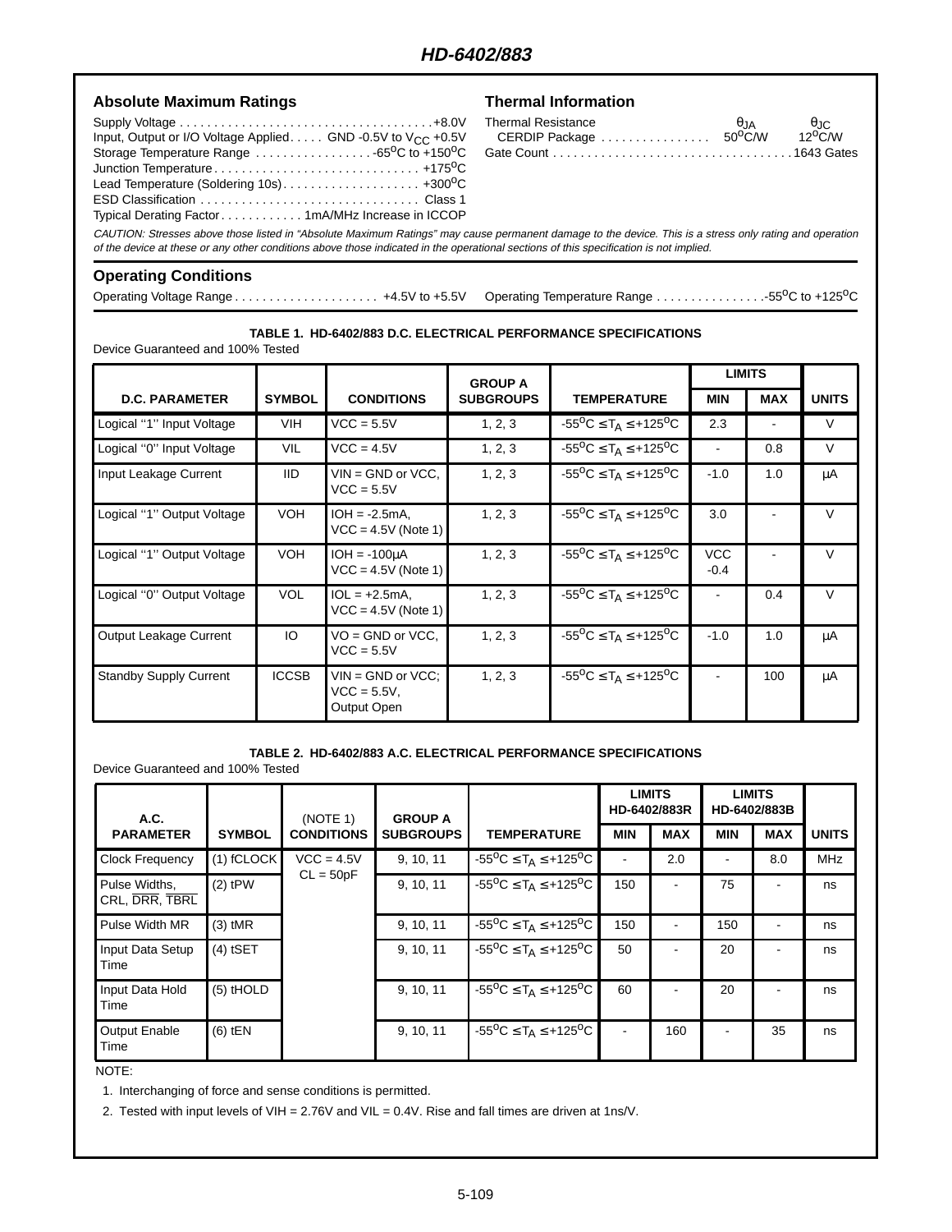## Absolute Maximum Ratings

Supply Voltage . . . . . . . . . . . . . . . . . . . . . . . . . . . . . . . . . . . . +8.0V
Input, Output or I/O Voltage Applied. . . . . GND -0.5V to $V_{CC}$ +0.5V
Storage Temperature Range . . . . . . . . . . . . . . . . . -65°C to +150°C
Junction Temperature . . . . . . . . . . . . . . . . . . . . . . . . . . . . . +175°C
Lead Temperature (Soldering 10s). . . . . . . . . . . . . . . . . . . +300°C
ESD Classification . . . . . . . . . . . . . . . . . . . . . . . . . . . . . . . . Class 1
Typical Derating Factor . . . . . . . . . . . . 1mA/MHz Increase in ICCOP

## Thermal Information

| Thermal Resistance | $\theta_{JA}$ | $\theta_{JC}$ |
|---|---|---|
| CERDIP Package | 50°C/W | 12°C/W |

Gate Count . . . . . . . . . . . . . . . . . . . . . . . . . . . . . . . . . . 1643 Gates

*CAUTION: Stresses above those listed in "Absolute Maximum Ratings" may cause permanent damage to the device. This is a stress only rating and operation of the device at these or any other conditions above those indicated in the operational sections of this specification is not implied.*

## Operating Conditions

Operating Voltage Range . . . . . . . . . . . . . . . . . . . . . +4.5V to +5.5V
Operating Temperature Range . . . . . . . . . . . . . . . .-55°C to +125°C

**TABLE 1. HD-6402/883 D.C. ELECTRICAL PERFORMANCE SPECIFICATIONS**

Device Guaranteed and 100% Tested

| D.C. PARAMETER | SYMBOL | CONDITIONS | GROUP A SUBGROUPS | TEMPERATURE | LIMITS MIN | LIMITS MAX | UNITS |
|---|---|---|---|---|---|---|---|
| Logical "1" Input Voltage | VIH | VCC = 5.5V | 1, 2, 3 | -55°C ≤ $T_A$ ≤ +125°C | 2.3 | - | V |
| Logical "0" Input Voltage | VIL | VCC = 4.5V | 1, 2, 3 | -55°C ≤ $T_A$ ≤ +125°C | - | 0.8 | V |
| Input Leakage Current | IID | VIN = GND or VCC, VCC = 5.5V | 1, 2, 3 | -55°C ≤ $T_A$ ≤ +125°C | -1.0 | 1.0 | µA |
| Logical "1" Output Voltage | VOH | IOH = -2.5mA, VCC = 4.5V (Note 1) | 1, 2, 3 | -55°C ≤ $T_A$ ≤ +125°C | 3.0 | - | V |
| Logical "1" Output Voltage | VOH | IOH = -100µA VCC = 4.5V (Note 1) | 1, 2, 3 | -55°C ≤ $T_A$ ≤ +125°C | VCC -0.4 | - | V |
| Logical "0" Output Voltage | VOL | IOL = +2.5mA, VCC = 4.5V (Note 1) | 1, 2, 3 | -55°C ≤ $T_A$ ≤ +125°C | - | 0.4 | V |
| Output Leakage Current | IO | VO = GND or VCC, VCC = 5.5V | 1, 2, 3 | -55°C ≤ $T_A$ ≤ +125°C | -1.0 | 1.0 | µA |
| Standby Supply Current | ICCSB | VIN = GND or VCC; VCC = 5.5V, Output Open | 1, 2, 3 | -55°C ≤ $T_A$ ≤ +125°C | - | 100 | µA |

**TABLE 2. HD-6402/883 A.C. ELECTRICAL PERFORMANCE SPECIFICATIONS**

Device Guaranteed and 100% Tested

| A.C. PARAMETER | SYMBOL | (NOTE 1) CONDITIONS | GROUP A SUBGROUPS | TEMPERATURE | LIMITS HD-6402/883R MIN | LIMITS HD-6402/883R MAX | LIMITS HD-6402/883B MIN | LIMITS HD-6402/883B MAX | UNITS |
|---|---|---|---|---|---|---|---|---|---|
| Clock Frequency | (1) fCLOCK | VCC = 4.5V CL = 50pF | 9, 10, 11 | -55°C ≤ $T_A$ ≤ +125°C | - | 2.0 | - | 8.0 | MHz |
| Pulse Widths, CRL, $\overline{DRR}$, $\overline{TBRL}$ | (2) tPW | | 9, 10, 11 | -55°C ≤ $T_A$ ≤ +125°C | 150 | - | 75 | - | ns |
| Pulse Width MR | (3) tMR | | 9, 10, 11 | -55°C ≤ $T_A$ ≤ +125°C | 150 | - | 150 | - | ns |
| Input Data Setup Time | (4) tSET | | 9, 10, 11 | -55°C ≤ $T_A$ ≤ +125°C | 50 | - | 20 | - | ns |
| Input Data Hold Time | (5) tHOLD | | 9, 10, 11 | -55°C ≤ $T_A$ ≤ +125°C | 60 | - | 20 | - | ns |
| Output Enable Time | (6) tEN | | 9, 10, 11 | -55°C ≤ $T_A$ ≤ +125°C | - | 160 | - | 35 | ns |

NOTE:

1. Interchanging of force and sense conditions is permitted.
2. Tested with input levels of VIH = 2.76V and VIL = 0.4V. Rise and fall times are driven at 1ns/V.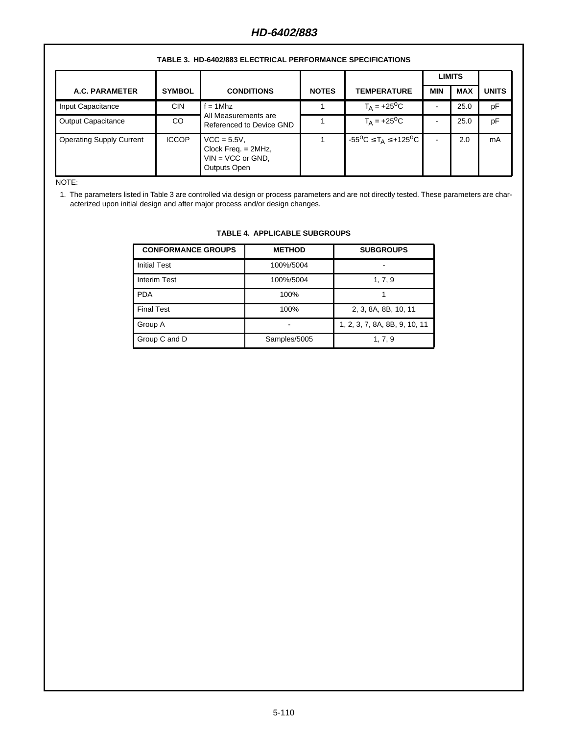**TABLE 3. HD-6402/883 ELECTRICAL PERFORMANCE SPECIFICATIONS**

| A.C. PARAMETER | SYMBOL | CONDITIONS | NOTES | TEMPERATURE | LIMITS | | UNITS |
|---|---|---|---|---|---|---|---|
| | | | | | MIN | MAX | |
| Input Capacitance | CIN | f = 1Mhz All Measurements are Referenced to Device GND | 1 | $T_A = +25^oC$ | - | 25.0 | pF |
| Output Capacitance | CO | | 1 | $T_A = +25^oC$ | - | 25.0 | pF |
| Operating Supply Current | ICCOP | VCC = 5.5V, Clock Freq. = 2MHz, VIN = VCC or GND, Outputs Open | 1 | $-55^oC \leq T_A \leq +125^oC$ | - | 2.0 | mA |

NOTE:

1. The parameters listed in Table 3 are controlled via design or process parameters and are not directly tested. These parameters are characterized upon initial design and after major process and/or design changes.

**TABLE 4. APPLICABLE SUBGROUPS**

| CONFORMANCE GROUPS | METHOD | SUBGROUPS |
|---|---|---|
| Initial Test | 100%/5004 | - |
| Interim Test | 100%/5004 | 1, 7, 9 |
| PDA | 100% | 1 |
| Final Test | 100% | 2, 3, 8A, 8B, 10, 11 |
| Group A | - | 1, 2, 3, 7, 8A, 8B, 9, 10, 11 |
| Group C and D | Samples/5005 | 1, 7, 9 |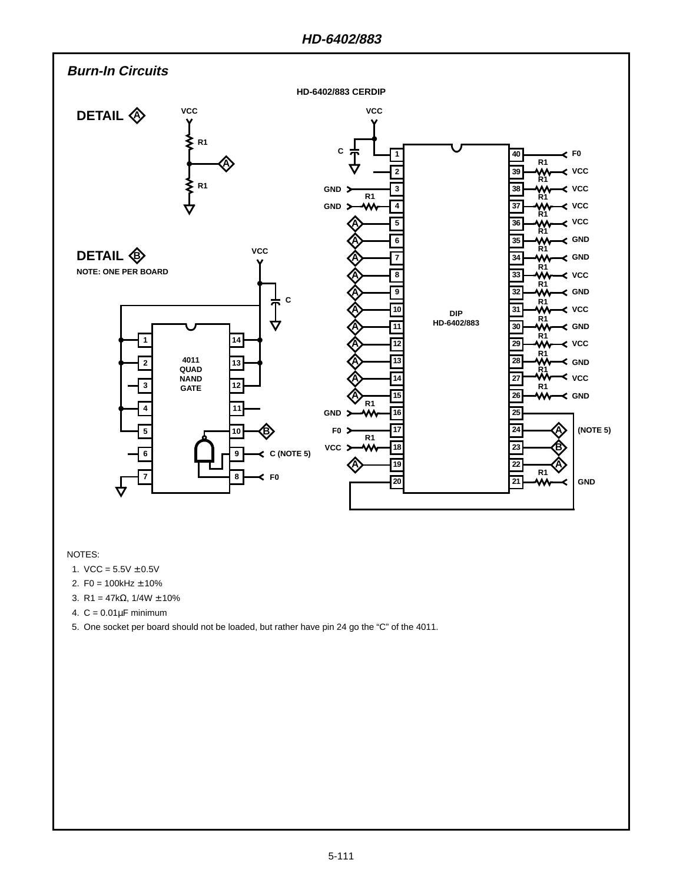## Burn-In Circuits

**HD-6402/883 CERDIP**

**DETAIL A**

VCC — R1 — A — R1 — GND

**DETAIL B**

NOTE: ONE PER BOARD

4011 QUAD NAND GATE

| Pin | Connection | Pin | Connection |
|---|---|---|---|
| 1 | Tied to 2, 4, 5, 13, 14, VCC | 14 | VCC |
| 2 | Tied to 1 | 13 | VCC |
| 3 | — | 12 | VCC |
| 4 | Tied to 1 | 11 | — |
| 5 | Tied to 1 | 10 | B |
| 6 | — | 9 | C (NOTE 5) |
| 7 | GND | 8 | F0 |

DIP HD-6402/883

| Pin | Connection | Pin | Connection |
|---|---|---|---|
| 1 | VCC, C to GND | 40 | F0 |
| 2 | — | 39 | R1 to VCC |
| 3 | GND | 38 | R1 to VCC |
| 4 | R1 to GND | 37 | R1 to VCC |
| 5 | A | 36 | R1 to VCC |
| 6 | A | 35 | R1 to GND |
| 7 | A | 34 | R1 to GND |
| 8 | A | 33 | R1 to VCC |
| 9 | A | 32 | R1 to GND |
| 10 | A | 31 | R1 to VCC |
| 11 | A | 30 | R1 to GND |
| 12 | A | 29 | R1 to VCC |
| 13 | A | 28 | R1 to GND |
| 14 | A | 27 | R1 to VCC |
| 15 | A | 26 | R1 to GND |
| 16 | R1 to GND | 25 | Tied to 20 |
| 17 | F0 | 24 | A (NOTE 5) |
| 18 | R1 to VCC | 23 | B |
| 19 | A | 22 | A |
| 20 | Tied to 25 | 21 | R1 to GND |

NOTES:

1. VCC = 5.5V ±0.5V
2. F0 = 100kHz ±10%
3. R1 = 47kΩ, 1/4W ±10%
4. C = 0.01µF minimum
5. One socket per board should not be loaded, but rather have pin 24 go the "C" of the 4011.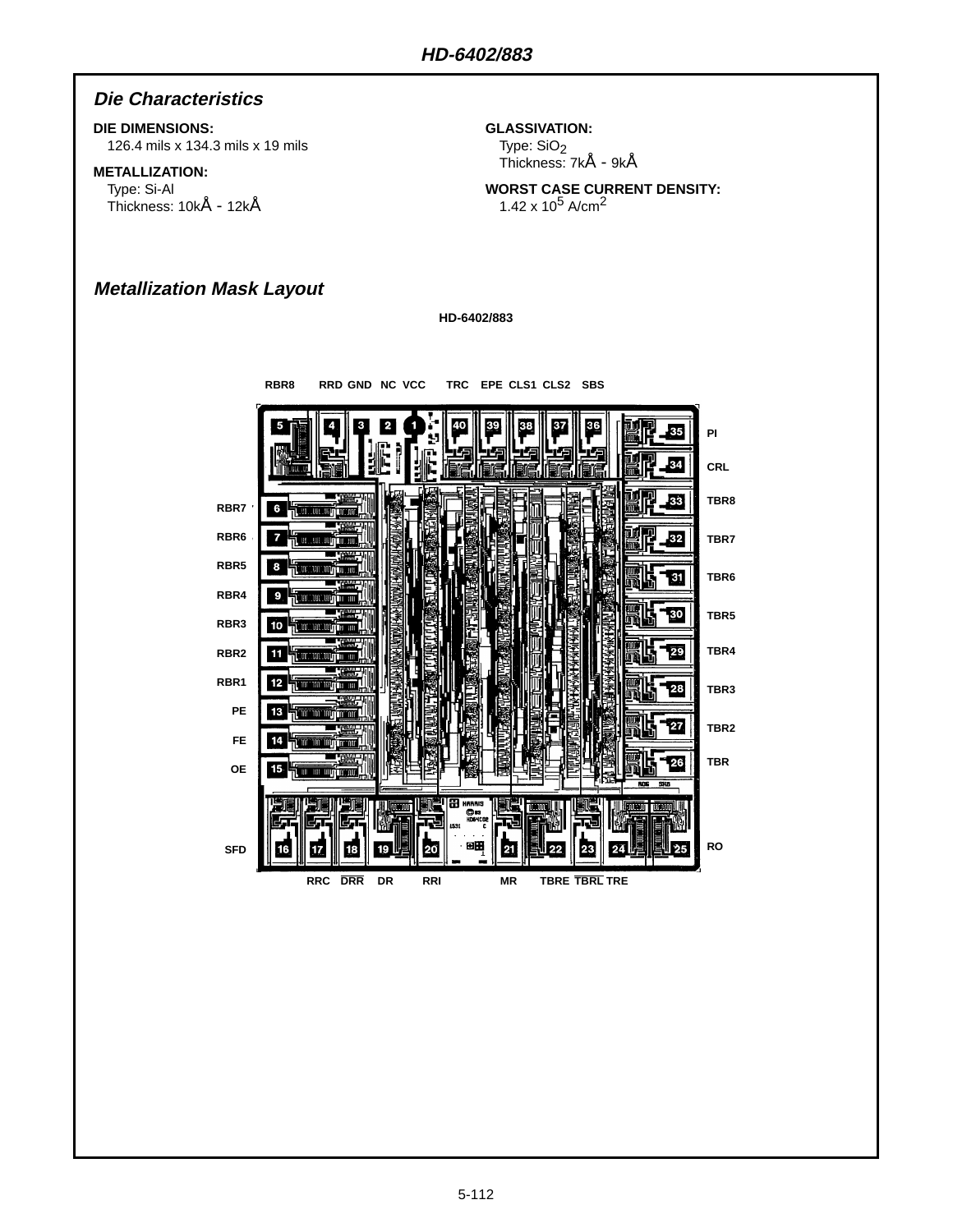## Die Characteristics

**DIE DIMENSIONS:**
126.4 mils x 134.3 mils x 19 mils

**METALLIZATION:**
Type: Si-Al
Thickness: 10kÅ - 12kÅ

**GLASSIVATION:**
Type: $SiO_2$
Thickness: 7kÅ - 9kÅ

**WORST CASE CURRENT DENSITY:**
$1.42 \times 10^5$ A/$cm^2$

## Metallization Mask Layout

HD-6402/883

RBR8 RRD GND NC VCC TRC EPE CLS1 CLS2 SBS

RBR7 RBR6 RBR5 RBR4 RBR3 RBR2 RBR1 PE FE OE SFD

PI CRL TBR8 TBR7 TBR6 TBR5 TBR4 TBR3 TBR2 TBR RO

RRC DRR DR RRI MR TBRE TBRL TRE